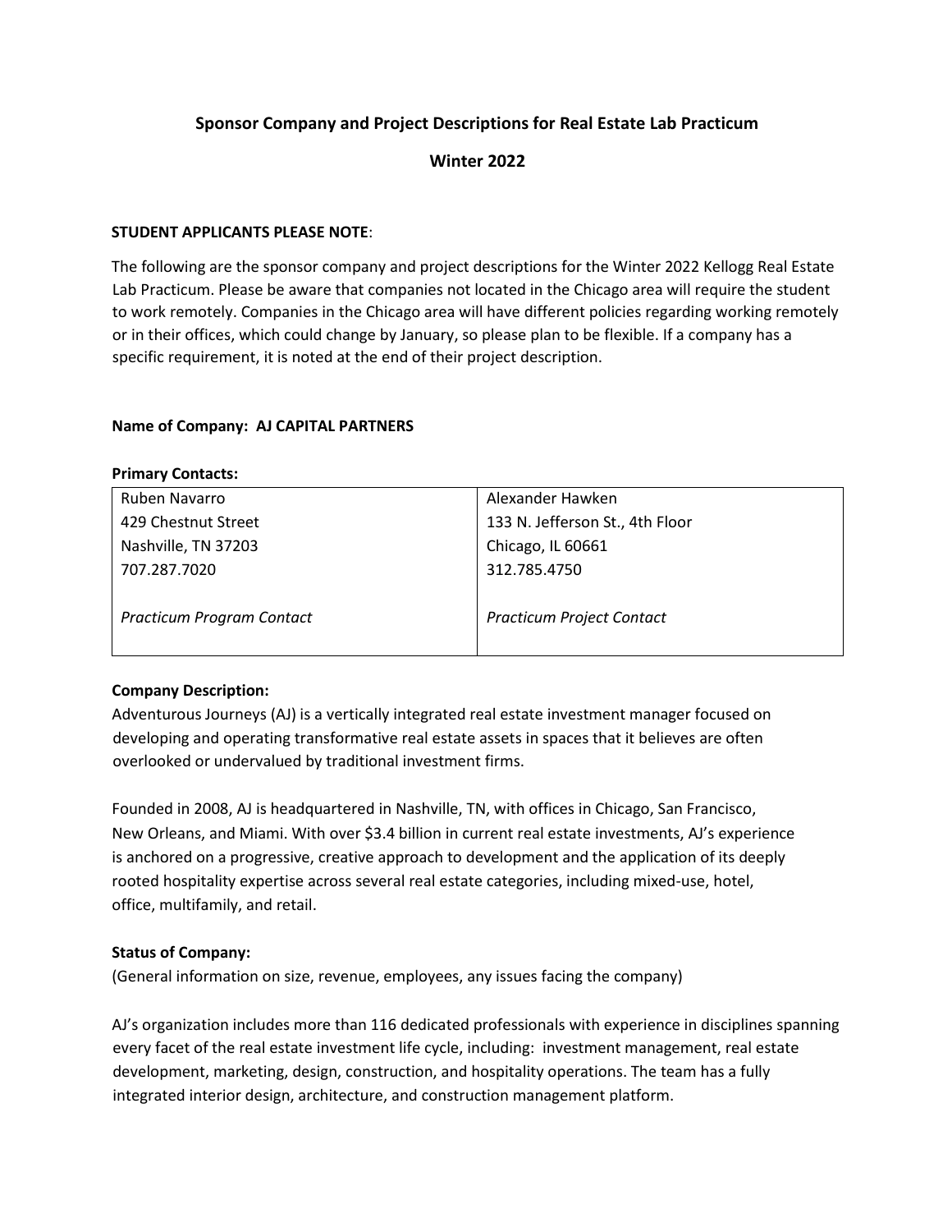# Sponsor Company and Project Descriptions for Real Estate Lab Practicum

## Winter 2022

**STUDENT APPLICANTS PLEASE NOTE**:

The following are the sponsor company and project descriptions for the Winter 2022 Kellogg Real Estate Lab Practicum. Please be aware that companies not located in the Chicago area will require the student to work remotely. Companies in the Chicago area will have different policies regarding working remotely or in their offices, which could change by January, so please plan to be flexible. If a company has a specific requirement, it is noted at the end of their project description.

**Name of Company: AJ CAPITAL PARTNERS**

**Primary Contacts:**

| | |
|---|---|
| Ruben Navarro<br>429 Chestnut Street<br>Nashville, TN 37203<br>707.287.7020<br><br>*Practicum Program Contact* | Alexander Hawken<br>133 N. Jefferson St., 4th Floor<br>Chicago, IL 60661<br>312.785.4750<br><br>*Practicum Project Contact* |

**Company Description:**

Adventurous Journeys (AJ) is a vertically integrated real estate investment manager focused on developing and operating transformative real estate assets in spaces that it believes are often overlooked or undervalued by traditional investment firms.

Founded in 2008, AJ is headquartered in Nashville, TN, with offices in Chicago, San Francisco, New Orleans, and Miami. With over $3.4 billion in current real estate investments, AJ's experience is anchored on a progressive, creative approach to development and the application of its deeply rooted hospitality expertise across several real estate categories, including mixed-use, hotel, office, multifamily, and retail.

**Status of Company:**

(General information on size, revenue, employees, any issues facing the company)

AJ's organization includes more than 116 dedicated professionals with experience in disciplines spanning every facet of the real estate investment life cycle, including: investment management, real estate development, marketing, design, construction, and hospitality operations. The team has a fully integrated interior design, architecture, and construction management platform.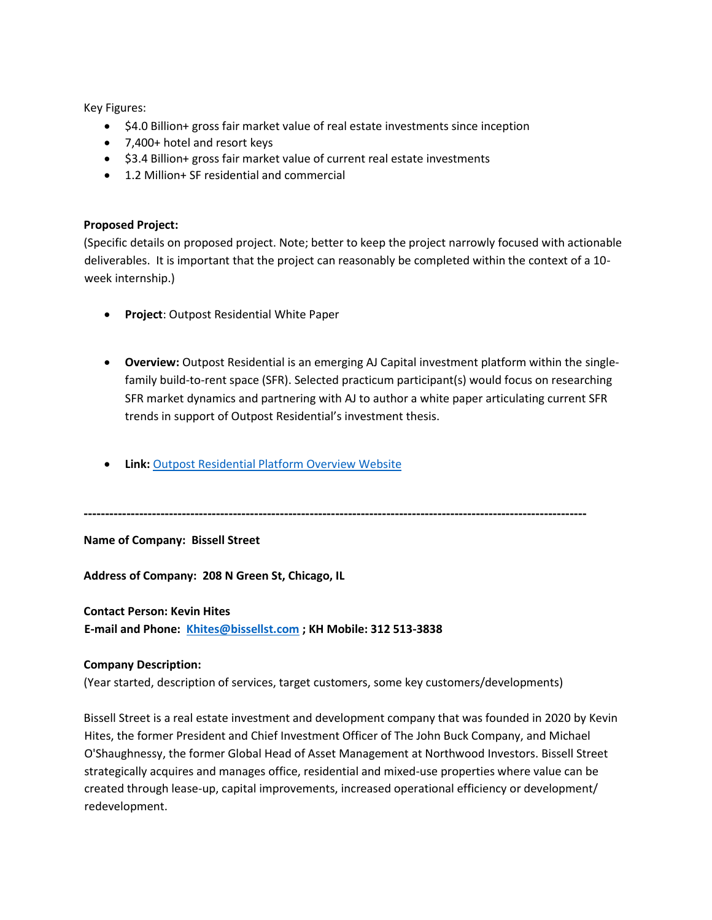Key Figures:

- $4.0 Billion+ gross fair market value of real estate investments since inception
- 7,400+ hotel and resort keys
- $3.4 Billion+ gross fair market value of current real estate investments
- 1.2 Million+ SF residential and commercial

**Proposed Project:**
(Specific details on proposed project. Note; better to keep the project narrowly focused with actionable deliverables. It is important that the project can reasonably be completed within the context of a 10-week internship.)

- **Project**: Outpost Residential White Paper

- **Overview:** Outpost Residential is an emerging AJ Capital investment platform within the single-family build-to-rent space (SFR). Selected practicum participant(s) would focus on researching SFR market dynamics and partnering with AJ to author a white paper articulating current SFR trends in support of Outpost Residential's investment thesis.

- **Link:** Outpost Residential Platform Overview Website

---

**Name of Company: Bissell Street**

**Address of Company: 208 N Green St, Chicago, IL**

**Contact Person: Kevin Hites**
**E-mail and Phone: Khites@bissellst.com ; KH Mobile: 312 513-3838**

**Company Description:**
(Year started, description of services, target customers, some key customers/developments)

Bissell Street is a real estate investment and development company that was founded in 2020 by Kevin Hites, the former President and Chief Investment Officer of The John Buck Company, and Michael O'Shaughnessy, the former Global Head of Asset Management at Northwood Investors. Bissell Street strategically acquires and manages office, residential and mixed-use properties where value can be created through lease-up, capital improvements, increased operational efficiency or development/ redevelopment.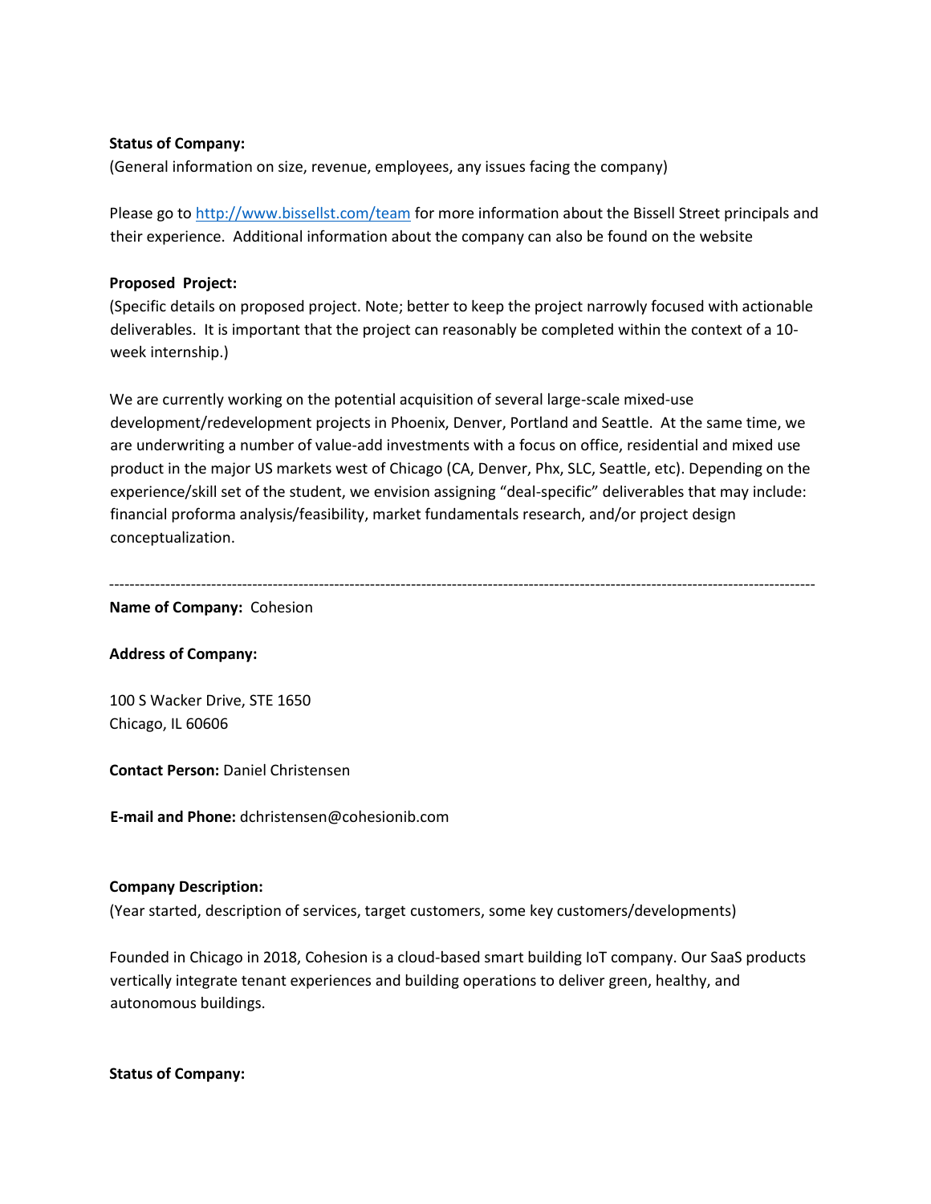**Status of Company:**

(General information on size, revenue, employees, any issues facing the company)

Please go to http://www.bissellst.com/team for more information about the Bissell Street principals and their experience. Additional information about the company can also be found on the website

**Proposed Project:**

(Specific details on proposed project. Note; better to keep the project narrowly focused with actionable deliverables. It is important that the project can reasonably be completed within the context of a 10-week internship.)

We are currently working on the potential acquisition of several large-scale mixed-use development/redevelopment projects in Phoenix, Denver, Portland and Seattle. At the same time, we are underwriting a number of value-add investments with a focus on office, residential and mixed use product in the major US markets west of Chicago (CA, Denver, Phx, SLC, Seattle, etc). Depending on the experience/skill set of the student, we envision assigning "deal-specific" deliverables that may include: financial proforma analysis/feasibility, market fundamentals research, and/or project design conceptualization.

---

**Name of Company:** Cohesion

**Address of Company:**

100 S Wacker Drive, STE 1650
Chicago, IL 60606

**Contact Person:** Daniel Christensen

**E-mail and Phone:** dchristensen@cohesionib.com

**Company Description:**

(Year started, description of services, target customers, some key customers/developments)

Founded in Chicago in 2018, Cohesion is a cloud-based smart building IoT company. Our SaaS products vertically integrate tenant experiences and building operations to deliver green, healthy, and autonomous buildings.

**Status of Company:**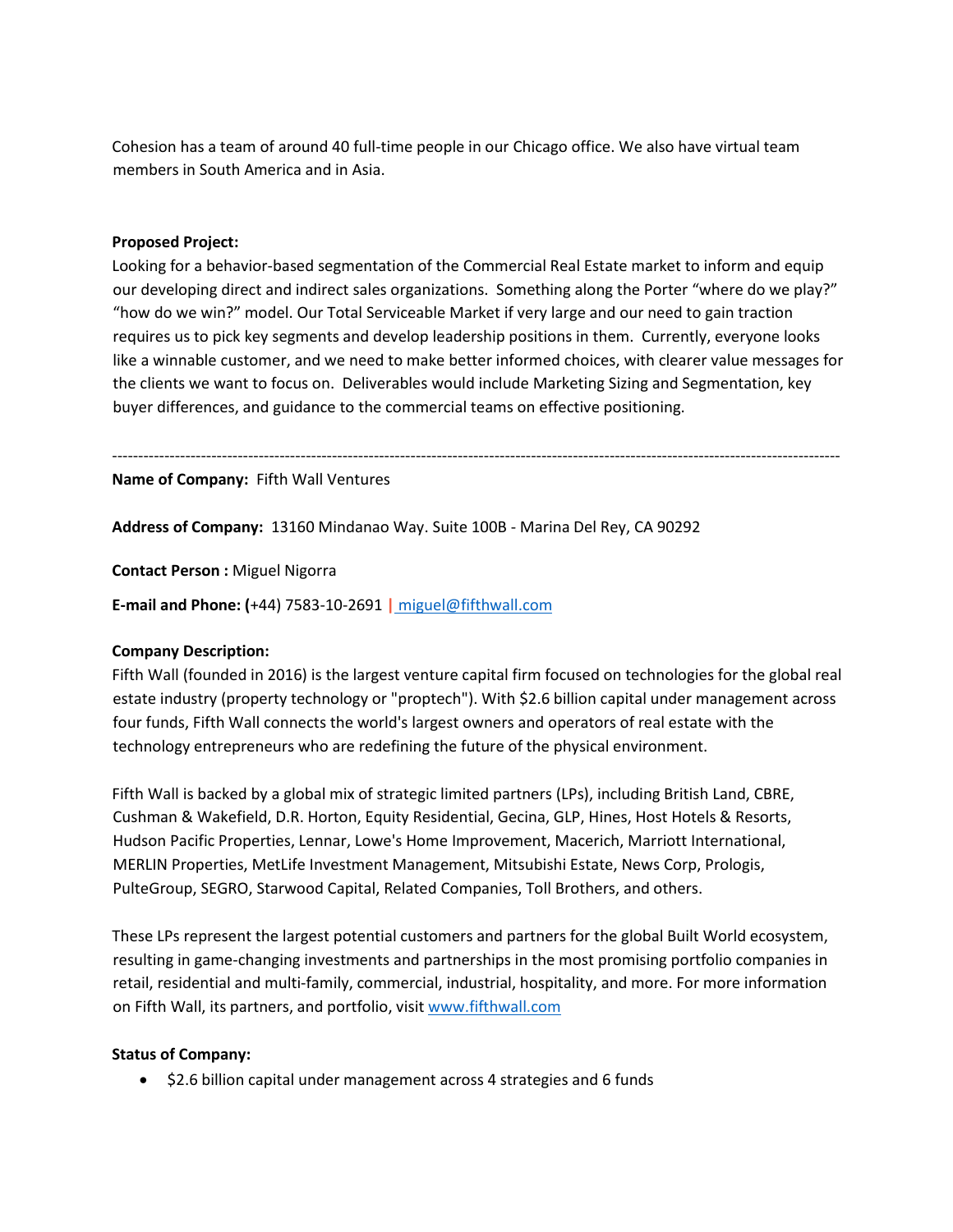Cohesion has a team of around 40 full-time people in our Chicago office. We also have virtual team members in South America and in Asia.

**Proposed Project:**

Looking for a behavior-based segmentation of the Commercial Real Estate market to inform and equip our developing direct and indirect sales organizations. Something along the Porter "where do we play?" "how do we win?" model. Our Total Serviceable Market if very large and our need to gain traction requires us to pick key segments and develop leadership positions in them. Currently, everyone looks like a winnable customer, and we need to make better informed choices, with clearer value messages for the clients we want to focus on. Deliverables would include Marketing Sizing and Segmentation, key buyer differences, and guidance to the commercial teams on effective positioning.

---

**Name of Company:** Fifth Wall Ventures

**Address of Company:** 13160 Mindanao Way. Suite 100B - Marina Del Rey, CA 90292

**Contact Person :** Miguel Nigorra

**E-mail and Phone: (**+44) 7583-10-2691 | miguel@fifthwall.com

**Company Description:**

Fifth Wall (founded in 2016) is the largest venture capital firm focused on technologies for the global real estate industry (property technology or "proptech"). With $2.6 billion capital under management across four funds, Fifth Wall connects the world's largest owners and operators of real estate with the technology entrepreneurs who are redefining the future of the physical environment.

Fifth Wall is backed by a global mix of strategic limited partners (LPs), including British Land, CBRE, Cushman & Wakefield, D.R. Horton, Equity Residential, Gecina, GLP, Hines, Host Hotels & Resorts, Hudson Pacific Properties, Lennar, Lowe's Home Improvement, Macerich, Marriott International, MERLIN Properties, MetLife Investment Management, Mitsubishi Estate, News Corp, Prologis, PulteGroup, SEGRO, Starwood Capital, Related Companies, Toll Brothers, and others.

These LPs represent the largest potential customers and partners for the global Built World ecosystem, resulting in game-changing investments and partnerships in the most promising portfolio companies in retail, residential and multi-family, commercial, industrial, hospitality, and more. For more information on Fifth Wall, its partners, and portfolio, visit www.fifthwall.com

**Status of Company:**

- $2.6 billion capital under management across 4 strategies and 6 funds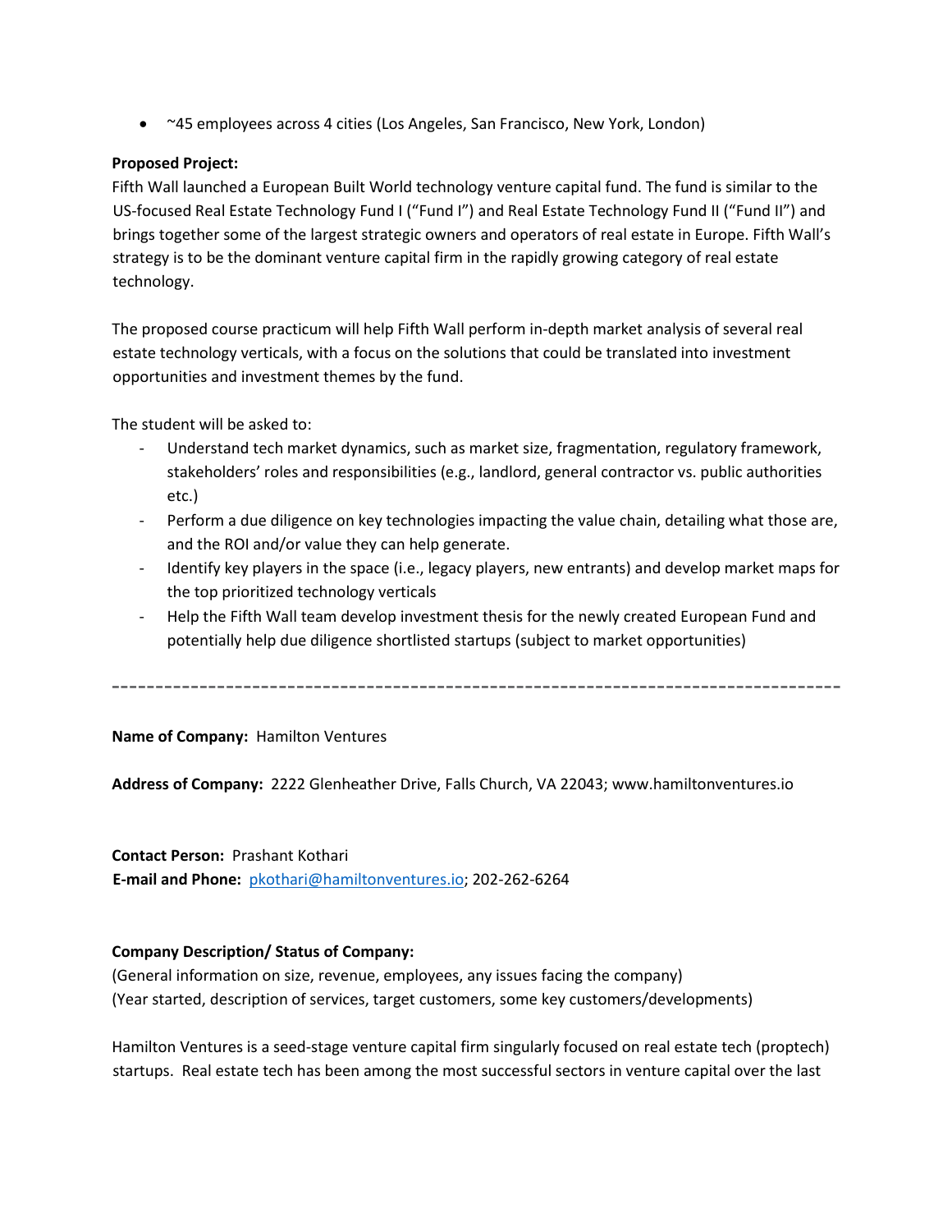- ~45 employees across 4 cities (Los Angeles, San Francisco, New York, London)

**Proposed Project:**
Fifth Wall launched a European Built World technology venture capital fund. The fund is similar to the US-focused Real Estate Technology Fund I ("Fund I") and Real Estate Technology Fund II ("Fund II") and brings together some of the largest strategic owners and operators of real estate in Europe. Fifth Wall's strategy is to be the dominant venture capital firm in the rapidly growing category of real estate technology.

The proposed course practicum will help Fifth Wall perform in-depth market analysis of several real estate technology verticals, with a focus on the solutions that could be translated into investment opportunities and investment themes by the fund.

The student will be asked to:

- Understand tech market dynamics, such as market size, fragmentation, regulatory framework, stakeholders' roles and responsibilities (e.g., landlord, general contractor vs. public authorities etc.)
- Perform a due diligence on key technologies impacting the value chain, detailing what those are, and the ROI and/or value they can help generate.
- Identify key players in the space (i.e., legacy players, new entrants) and develop market maps for the top prioritized technology verticals
- Help the Fifth Wall team develop investment thesis for the newly created European Fund and potentially help due diligence shortlisted startups (subject to market opportunities)

---

**Name of Company:** Hamilton Ventures

**Address of Company:** 2222 Glenheather Drive, Falls Church, VA 22043; www.hamiltonventures.io

**Contact Person:** Prashant Kothari
**E-mail and Phone:** pkothari@hamiltonventures.io; 202-262-6264

**Company Description/ Status of Company:**
(General information on size, revenue, employees, any issues facing the company)
(Year started, description of services, target customers, some key customers/developments)

Hamilton Ventures is a seed-stage venture capital firm singularly focused on real estate tech (proptech) startups. Real estate tech has been among the most successful sectors in venture capital over the last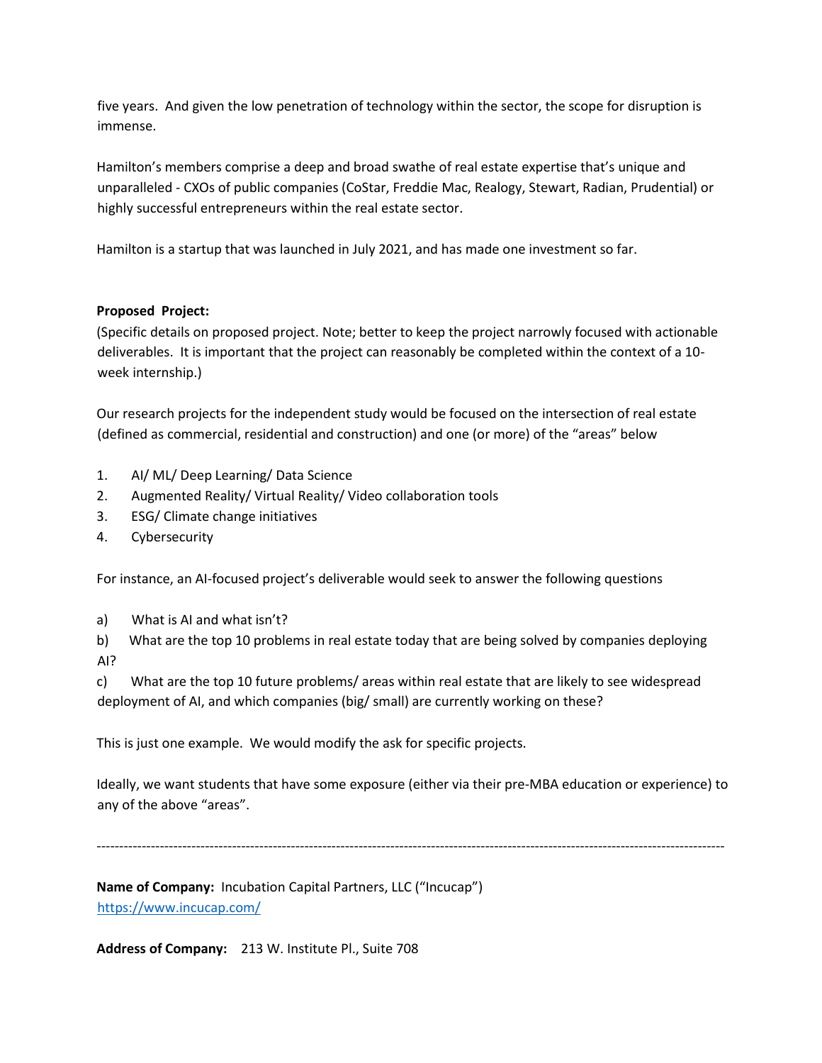five years. And given the low penetration of technology within the sector, the scope for disruption is immense.

Hamilton's members comprise a deep and broad swathe of real estate expertise that's unique and unparalleled - CXOs of public companies (CoStar, Freddie Mac, Realogy, Stewart, Radian, Prudential) or highly successful entrepreneurs within the real estate sector.

Hamilton is a startup that was launched in July 2021, and has made one investment so far.

**Proposed Project:**

(Specific details on proposed project. Note; better to keep the project narrowly focused with actionable deliverables. It is important that the project can reasonably be completed within the context of a 10-week internship.)

Our research projects for the independent study would be focused on the intersection of real estate (defined as commercial, residential and construction) and one (or more) of the "areas" below

1. AI/ ML/ Deep Learning/ Data Science
2. Augmented Reality/ Virtual Reality/ Video collaboration tools
3. ESG/ Climate change initiatives
4. Cybersecurity

For instance, an AI-focused project's deliverable would seek to answer the following questions

a) What is AI and what isn't?

b) What are the top 10 problems in real estate today that are being solved by companies deploying AI?

c) What are the top 10 future problems/ areas within real estate that are likely to see widespread deployment of AI, and which companies (big/ small) are currently working on these?

This is just one example. We would modify the ask for specific projects.

Ideally, we want students that have some exposure (either via their pre-MBA education or experience) to any of the above "areas".

---

**Name of Company:** Incubation Capital Partners, LLC ("Incucap")
https://www.incucap.com/

**Address of Company:** 213 W. Institute Pl., Suite 708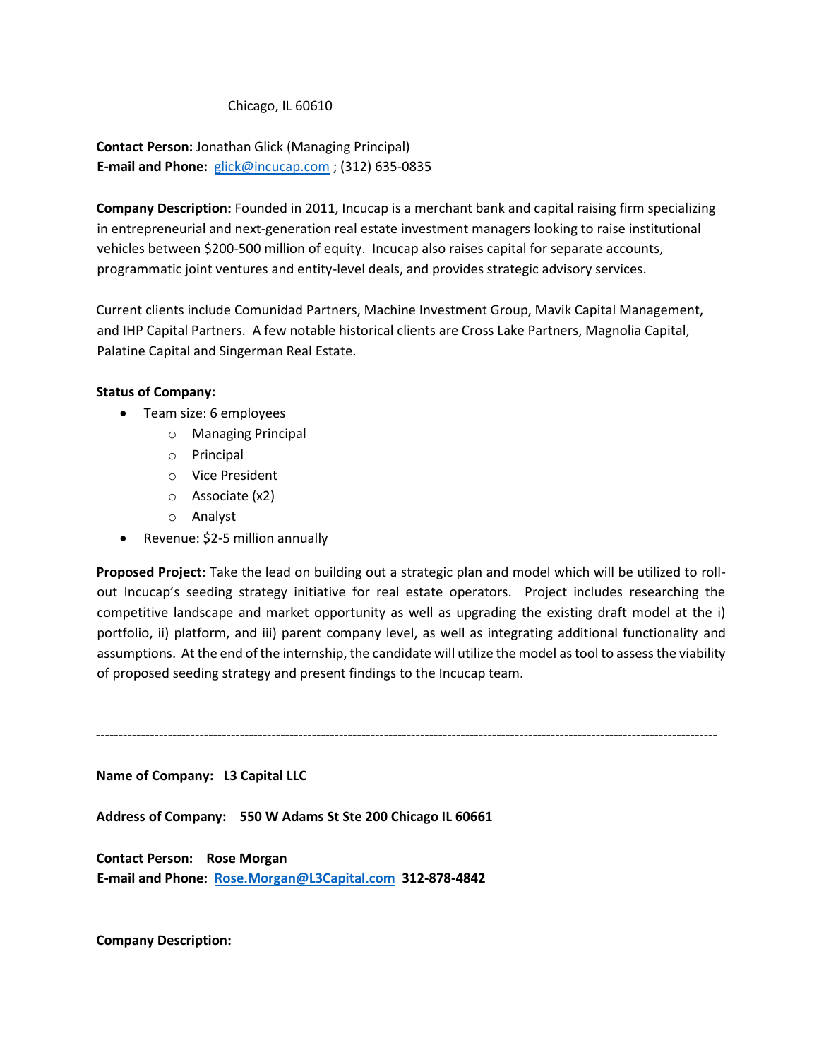Chicago, IL 60610

**Contact Person:** Jonathan Glick (Managing Principal)
**E-mail and Phone:** glick@incucap.com ; (312) 635-0835

**Company Description:** Founded in 2011, Incucap is a merchant bank and capital raising firm specializing in entrepreneurial and next-generation real estate investment managers looking to raise institutional vehicles between $200-500 million of equity. Incucap also raises capital for separate accounts, programmatic joint ventures and entity-level deals, and provides strategic advisory services.

Current clients include Comunidad Partners, Machine Investment Group, Mavik Capital Management, and IHP Capital Partners. A few notable historical clients are Cross Lake Partners, Magnolia Capital, Palatine Capital and Singerman Real Estate.

**Status of Company:**

- Team size: 6 employees
  - Managing Principal
  - Principal
  - Vice President
  - Associate (x2)
  - Analyst
- Revenue: $2-5 million annually

**Proposed Project:** Take the lead on building out a strategic plan and model which will be utilized to roll-out Incucap's seeding strategy initiative for real estate operators. Project includes researching the competitive landscape and market opportunity as well as upgrading the existing draft model at the i) portfolio, ii) platform, and iii) parent company level, as well as integrating additional functionality and assumptions. At the end of the internship, the candidate will utilize the model as tool to assess the viability of proposed seeding strategy and present findings to the Incucap team.

---

**Name of Company: L3 Capital LLC**

**Address of Company: 550 W Adams St Ste 200 Chicago IL 60661**

**Contact Person: Rose Morgan**
**E-mail and Phone: Rose.Morgan@L3Capital.com 312-878-4842**

**Company Description:**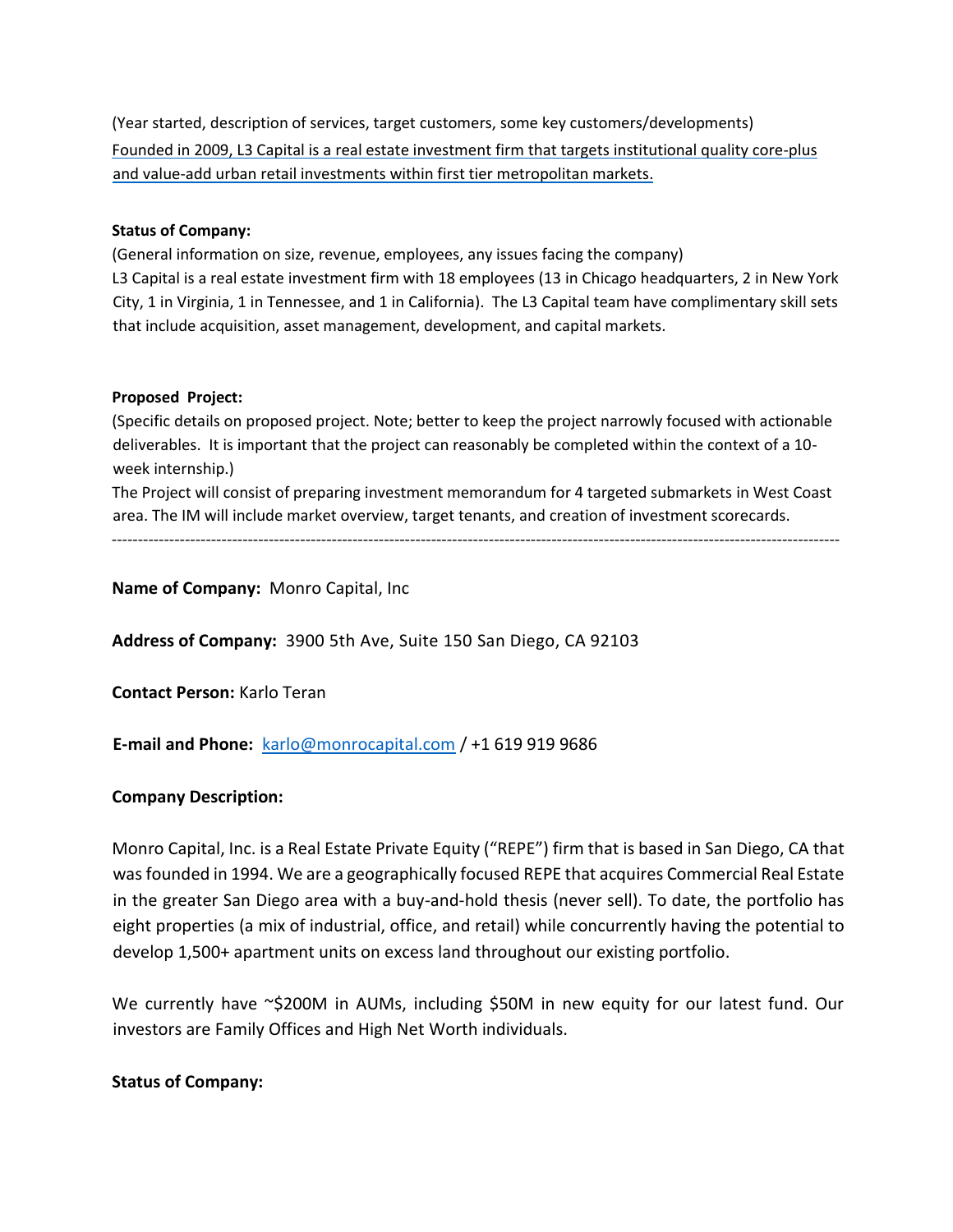(Year started, description of services, target customers, some key customers/developments)

Founded in 2009, L3 Capital is a real estate investment firm that targets institutional quality core-plus and value-add urban retail investments within first tier metropolitan markets.

**Status of Company:**

(General information on size, revenue, employees, any issues facing the company)

L3 Capital is a real estate investment firm with 18 employees (13 in Chicago headquarters, 2 in New York City, 1 in Virginia, 1 in Tennessee, and 1 in California). The L3 Capital team have complimentary skill sets that include acquisition, asset management, development, and capital markets.

**Proposed Project:**

(Specific details on proposed project. Note; better to keep the project narrowly focused with actionable deliverables. It is important that the project can reasonably be completed within the context of a 10-week internship.)

The Project will consist of preparing investment memorandum for 4 targeted submarkets in West Coast area. The IM will include market overview, target tenants, and creation of investment scorecards.

---

**Name of Company:** Monro Capital, Inc

**Address of Company:** 3900 5th Ave, Suite 150 San Diego, CA 92103

**Contact Person:** Karlo Teran

**E-mail and Phone:** karlo@monrocapital.com / +1 619 919 9686

**Company Description:**

Monro Capital, Inc. is a Real Estate Private Equity ("REPE") firm that is based in San Diego, CA that was founded in 1994. We are a geographically focused REPE that acquires Commercial Real Estate in the greater San Diego area with a buy-and-hold thesis (never sell). To date, the portfolio has eight properties (a mix of industrial, office, and retail) while concurrently having the potential to develop 1,500+ apartment units on excess land throughout our existing portfolio.

We currently have ~$200M in AUMs, including $50M in new equity for our latest fund. Our investors are Family Offices and High Net Worth individuals.

**Status of Company:**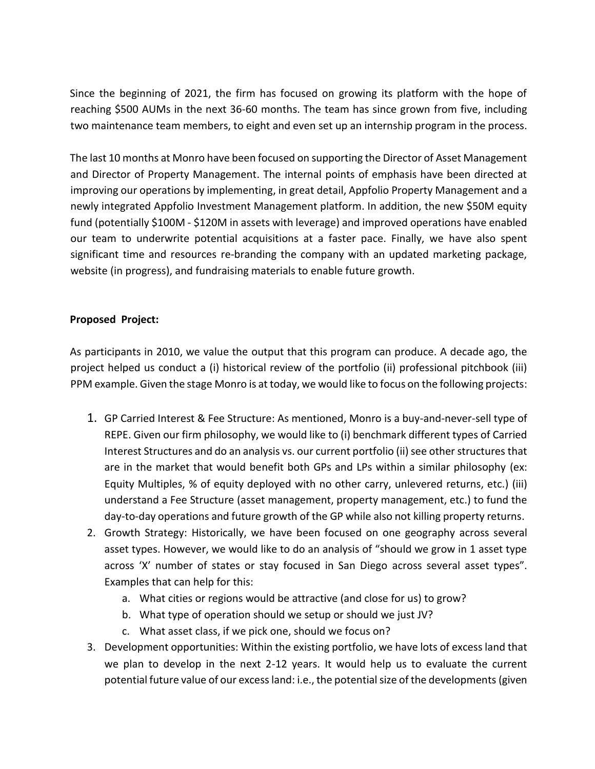Since the beginning of 2021, the firm has focused on growing its platform with the hope of reaching $500 AUMs in the next 36-60 months. The team has since grown from five, including two maintenance team members, to eight and even set up an internship program in the process.

The last 10 months at Monro have been focused on supporting the Director of Asset Management and Director of Property Management. The internal points of emphasis have been directed at improving our operations by implementing, in great detail, Appfolio Property Management and a newly integrated Appfolio Investment Management platform. In addition, the new $50M equity fund (potentially $100M - $120M in assets with leverage) and improved operations have enabled our team to underwrite potential acquisitions at a faster pace. Finally, we have also spent significant time and resources re-branding the company with an updated marketing package, website (in progress), and fundraising materials to enable future growth.

**Proposed Project:**

As participants in 2010, we value the output that this program can produce. A decade ago, the project helped us conduct a (i) historical review of the portfolio (ii) professional pitchbook (iii) PPM example. Given the stage Monro is at today, we would like to focus on the following projects:

1. GP Carried Interest & Fee Structure: As mentioned, Monro is a buy-and-never-sell type of REPE. Given our firm philosophy, we would like to (i) benchmark different types of Carried Interest Structures and do an analysis vs. our current portfolio (ii) see other structures that are in the market that would benefit both GPs and LPs within a similar philosophy (ex: Equity Multiples, % of equity deployed with no other carry, unlevered returns, etc.) (iii) understand a Fee Structure (asset management, property management, etc.) to fund the day-to-day operations and future growth of the GP while also not killing property returns.
2. Growth Strategy: Historically, we have been focused on one geography across several asset types. However, we would like to do an analysis of "should we grow in 1 asset type across 'X' number of states or stay focused in San Diego across several asset types". Examples that can help for this:
   a. What cities or regions would be attractive (and close for us) to grow?
   b. What type of operation should we setup or should we just JV?
   c. What asset class, if we pick one, should we focus on?
3. Development opportunities: Within the existing portfolio, we have lots of excess land that we plan to develop in the next 2-12 years. It would help us to evaluate the current potential future value of our excess land: i.e., the potential size of the developments (given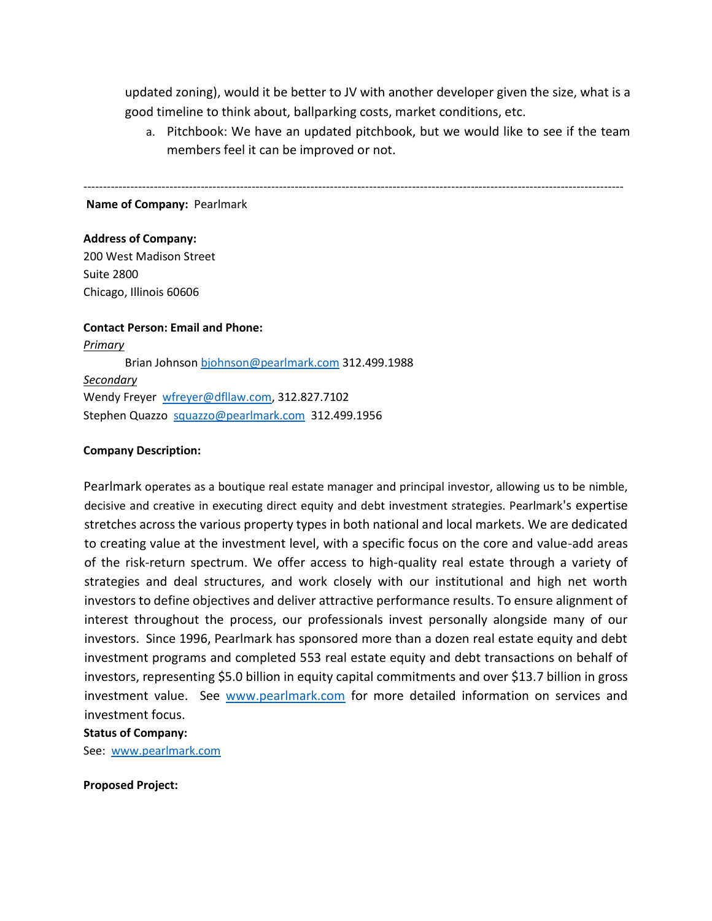updated zoning), would it be better to JV with another developer given the size, what is a good timeline to think about, ballparking costs, market conditions, etc.

a. Pitchbook: We have an updated pitchbook, but we would like to see if the team members feel it can be improved or not.

---

**Name of Company:** Pearlmark

**Address of Company:**
200 West Madison Street
Suite 2800
Chicago, Illinois 60606

**Contact Person: Email and Phone:**

*Primary*

Brian Johnson bjohnson@pearlmark.com 312.499.1988

*Secondary*

Wendy Freyer wfreyer@dfllaw.com, 312.827.7102
Stephen Quazzo squazzo@pearlmark.com 312.499.1956

**Company Description:**

Pearlmark operates as a boutique real estate manager and principal investor, allowing us to be nimble, decisive and creative in executing direct equity and debt investment strategies. Pearlmark's expertise stretches across the various property types in both national and local markets. We are dedicated to creating value at the investment level, with a specific focus on the core and value-add areas of the risk-return spectrum. We offer access to high-quality real estate through a variety of strategies and deal structures, and work closely with our institutional and high net worth investors to define objectives and deliver attractive performance results. To ensure alignment of interest throughout the process, our professionals invest personally alongside many of our investors. Since 1996, Pearlmark has sponsored more than a dozen real estate equity and debt investment programs and completed 553 real estate equity and debt transactions on behalf of investors, representing $5.0 billion in equity capital commitments and over $13.7 billion in gross investment value. See www.pearlmark.com for more detailed information on services and investment focus.

**Status of Company:**
See: www.pearlmark.com

**Proposed Project:**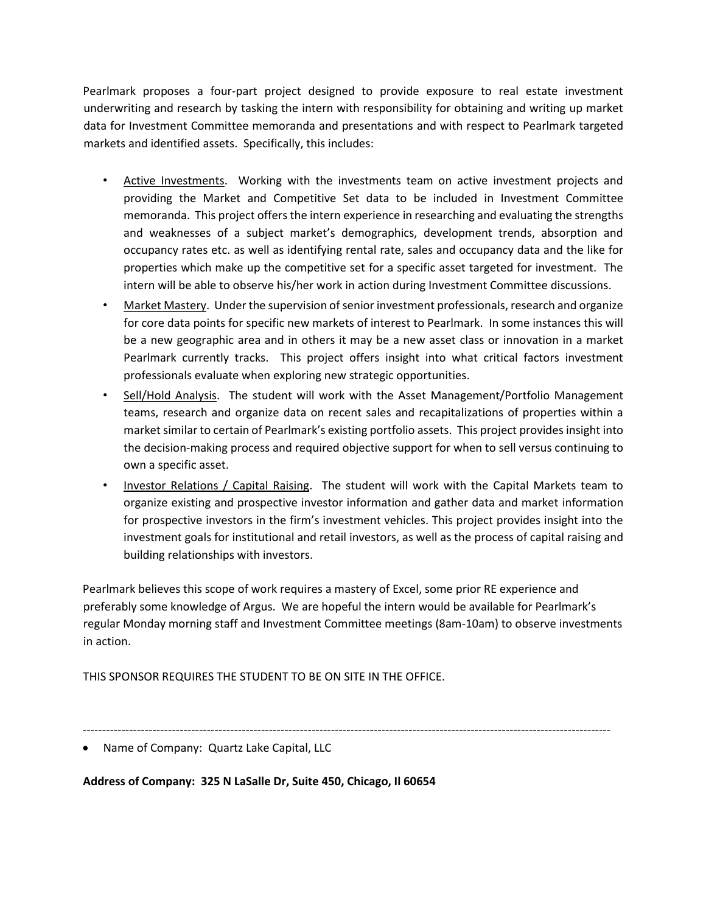Pearlmark proposes a four-part project designed to provide exposure to real estate investment underwriting and research by tasking the intern with responsibility for obtaining and writing up market data for Investment Committee memoranda and presentations and with respect to Pearlmark targeted markets and identified assets. Specifically, this includes:

- Active Investments. Working with the investments team on active investment projects and providing the Market and Competitive Set data to be included in Investment Committee memoranda. This project offers the intern experience in researching and evaluating the strengths and weaknesses of a subject market's demographics, development trends, absorption and occupancy rates etc. as well as identifying rental rate, sales and occupancy data and the like for properties which make up the competitive set for a specific asset targeted for investment. The intern will be able to observe his/her work in action during Investment Committee discussions.
- Market Mastery. Under the supervision of senior investment professionals, research and organize for core data points for specific new markets of interest to Pearlmark. In some instances this will be a new geographic area and in others it may be a new asset class or innovation in a market Pearlmark currently tracks. This project offers insight into what critical factors investment professionals evaluate when exploring new strategic opportunities.
- Sell/Hold Analysis. The student will work with the Asset Management/Portfolio Management teams, research and organize data on recent sales and recapitalizations of properties within a market similar to certain of Pearlmark's existing portfolio assets. This project provides insight into the decision-making process and required objective support for when to sell versus continuing to own a specific asset.
- Investor Relations / Capital Raising. The student will work with the Capital Markets team to organize existing and prospective investor information and gather data and market information for prospective investors in the firm's investment vehicles. This project provides insight into the investment goals for institutional and retail investors, as well as the process of capital raising and building relationships with investors.

Pearlmark believes this scope of work requires a mastery of Excel, some prior RE experience and preferably some knowledge of Argus. We are hopeful the intern would be available for Pearlmark's regular Monday morning staff and Investment Committee meetings (8am-10am) to observe investments in action.

THIS SPONSOR REQUIRES THE STUDENT TO BE ON SITE IN THE OFFICE.

---

- Name of Company: Quartz Lake Capital, LLC

**Address of Company: 325 N LaSalle Dr, Suite 450, Chicago, Il 60654**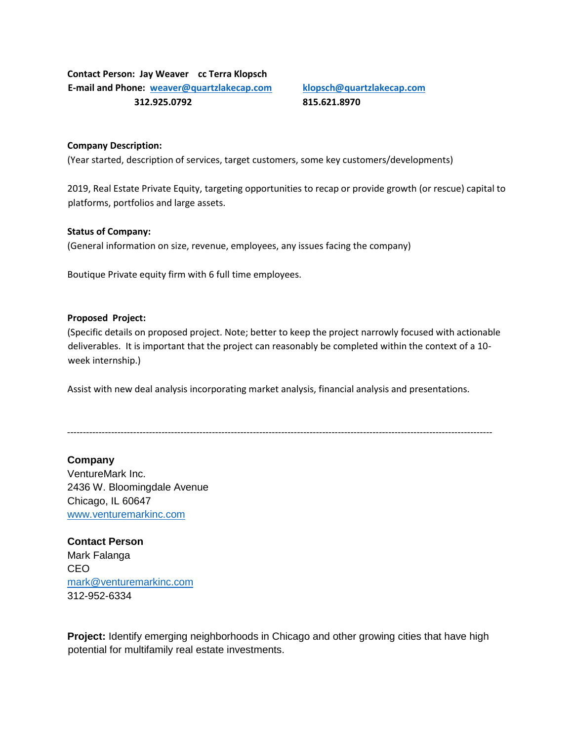**Contact Person: Jay Weaver  cc Terra Klopsch**
**E-mail and Phone: [weaver@quartzlakecap.com](mailto:weaver@quartzlakecap.com)  [klopsch@quartzlakecap.com](mailto:klopsch@quartzlakecap.com)**
**312.925.0792  815.621.8970**

**Company Description:**
(Year started, description of services, target customers, some key customers/developments)

2019, Real Estate Private Equity, targeting opportunities to recap or provide growth (or rescue) capital to platforms, portfolios and large assets.

**Status of Company:**
(General information on size, revenue, employees, any issues facing the company)

Boutique Private equity firm with 6 full time employees.

**Proposed Project:**
(Specific details on proposed project. Note; better to keep the project narrowly focused with actionable deliverables. It is important that the project can reasonably be completed within the context of a 10-week internship.)

Assist with new deal analysis incorporating market analysis, financial analysis and presentations.

---

**Company**
VentureMark Inc.
2436 W. Bloomingdale Avenue
Chicago, IL 60647
[www.venturemarkinc.com](http://www.venturemarkinc.com)

**Contact Person**
Mark Falanga
CEO
[mark@venturemarkinc.com](mailto:mark@venturemarkinc.com)
312-952-6334

**Project:** Identify emerging neighborhoods in Chicago and other growing cities that have high potential for multifamily real estate investments.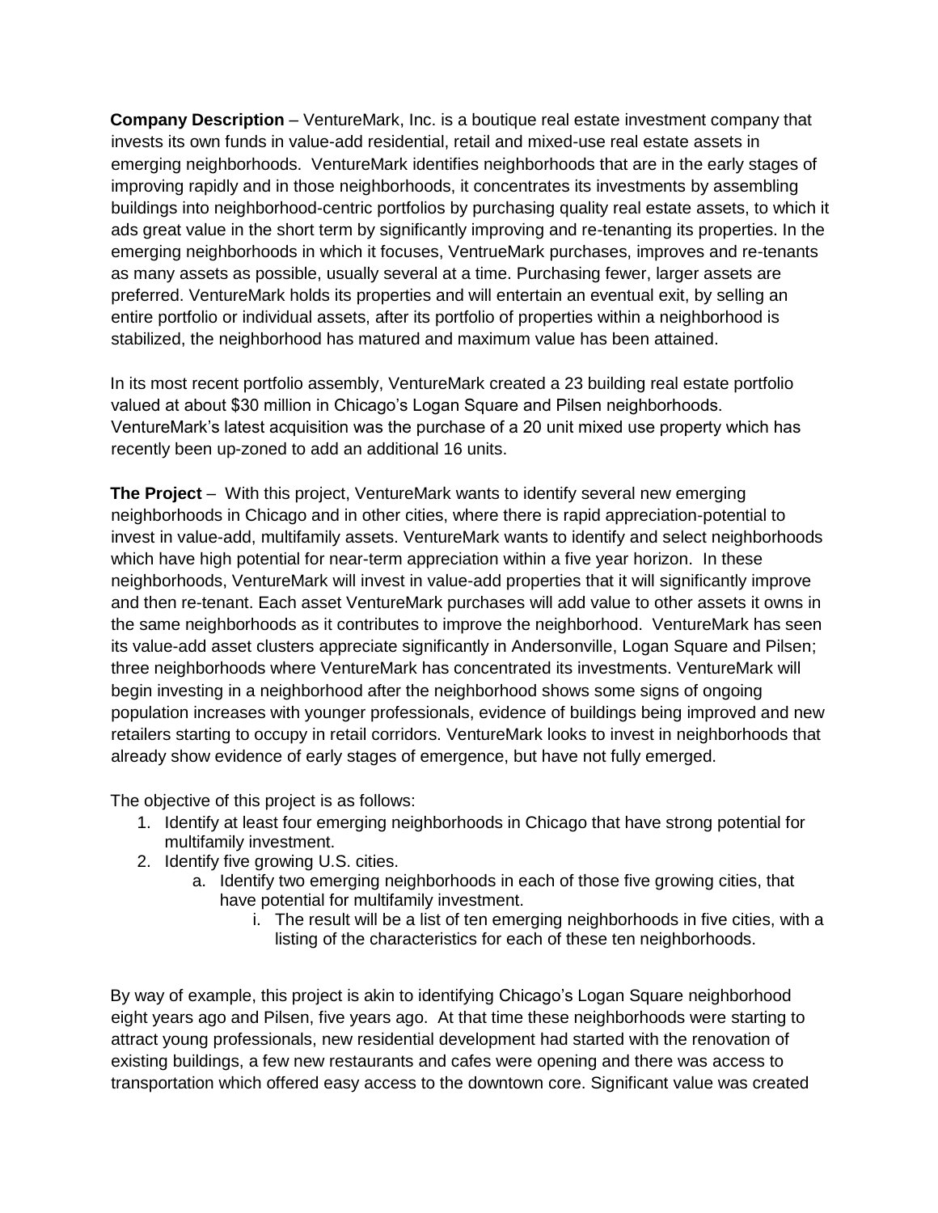**Company Description** – VentureMark, Inc. is a boutique real estate investment company that invests its own funds in value-add residential, retail and mixed-use real estate assets in emerging neighborhoods. VentureMark identifies neighborhoods that are in the early stages of improving rapidly and in those neighborhoods, it concentrates its investments by assembling buildings into neighborhood-centric portfolios by purchasing quality real estate assets, to which it ads great value in the short term by significantly improving and re-tenanting its properties. In the emerging neighborhoods in which it focuses, VentrueMark purchases, improves and re-tenants as many assets as possible, usually several at a time. Purchasing fewer, larger assets are preferred. VentureMark holds its properties and will entertain an eventual exit, by selling an entire portfolio or individual assets, after its portfolio of properties within a neighborhood is stabilized, the neighborhood has matured and maximum value has been attained.

In its most recent portfolio assembly, VentureMark created a 23 building real estate portfolio valued at about $30 million in Chicago's Logan Square and Pilsen neighborhoods. VentureMark's latest acquisition was the purchase of a 20 unit mixed use property which has recently been up-zoned to add an additional 16 units.

**The Project** – With this project, VentureMark wants to identify several new emerging neighborhoods in Chicago and in other cities, where there is rapid appreciation-potential to invest in value-add, multifamily assets. VentureMark wants to identify and select neighborhoods which have high potential for near-term appreciation within a five year horizon. In these neighborhoods, VentureMark will invest in value-add properties that it will significantly improve and then re-tenant. Each asset VentureMark purchases will add value to other assets it owns in the same neighborhoods as it contributes to improve the neighborhood. VentureMark has seen its value-add asset clusters appreciate significantly in Andersonville, Logan Square and Pilsen; three neighborhoods where VentureMark has concentrated its investments. VentureMark will begin investing in a neighborhood after the neighborhood shows some signs of ongoing population increases with younger professionals, evidence of buildings being improved and new retailers starting to occupy in retail corridors. VentureMark looks to invest in neighborhoods that already show evidence of early stages of emergence, but have not fully emerged.

The objective of this project is as follows:

1. Identify at least four emerging neighborhoods in Chicago that have strong potential for multifamily investment.
2. Identify five growing U.S. cities.
   a. Identify two emerging neighborhoods in each of those five growing cities, that have potential for multifamily investment.
      i. The result will be a list of ten emerging neighborhoods in five cities, with a listing of the characteristics for each of these ten neighborhoods.

By way of example, this project is akin to identifying Chicago's Logan Square neighborhood eight years ago and Pilsen, five years ago. At that time these neighborhoods were starting to attract young professionals, new residential development had started with the renovation of existing buildings, a few new restaurants and cafes were opening and there was access to transportation which offered easy access to the downtown core. Significant value was created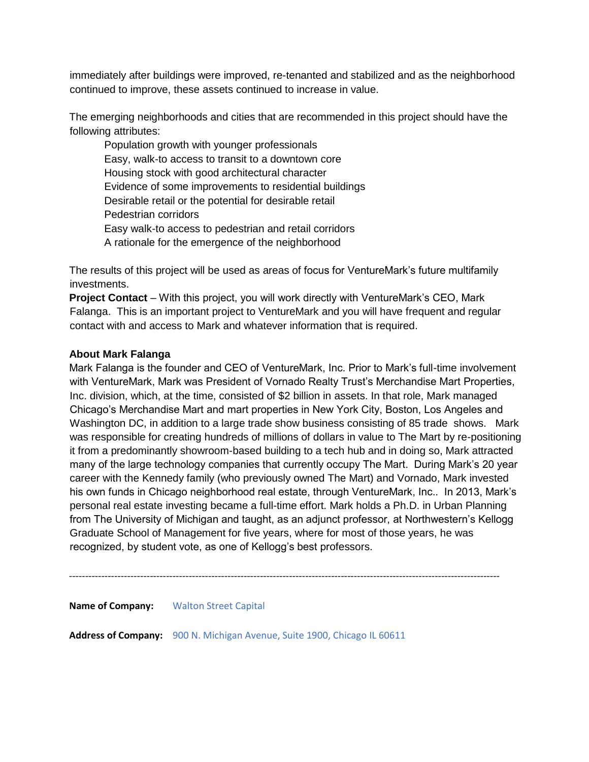immediately after buildings were improved, re-tenanted and stabilized and as the neighborhood continued to improve, these assets continued to increase in value.

The emerging neighborhoods and cities that are recommended in this project should have the following attributes:

- Population growth with younger professionals
- Easy, walk-to access to transit to a downtown core
- Housing stock with good architectural character
- Evidence of some improvements to residential buildings
- Desirable retail or the potential for desirable retail
- Pedestrian corridors
- Easy walk-to access to pedestrian and retail corridors
- A rationale for the emergence of the neighborhood

The results of this project will be used as areas of focus for VentureMark's future multifamily investments.

**Project Contact** – With this project, you will work directly with VentureMark's CEO, Mark Falanga. This is an important project to VentureMark and you will have frequent and regular contact with and access to Mark and whatever information that is required.

**About Mark Falanga**

Mark Falanga is the founder and CEO of VentureMark, Inc. Prior to Mark's full-time involvement with VentureMark, Mark was President of Vornado Realty Trust's Merchandise Mart Properties, Inc. division, which, at the time, consisted of $2 billion in assets. In that role, Mark managed Chicago's Merchandise Mart and mart properties in New York City, Boston, Los Angeles and Washington DC, in addition to a large trade show business consisting of 85 trade shows. Mark was responsible for creating hundreds of millions of dollars in value to The Mart by re-positioning it from a predominantly showroom-based building to a tech hub and in doing so, Mark attracted many of the large technology companies that currently occupy The Mart. During Mark's 20 year career with the Kennedy family (who previously owned The Mart) and Vornado, Mark invested his own funds in Chicago neighborhood real estate, through VentureMark, Inc.. In 2013, Mark's personal real estate investing became a full-time effort. Mark holds a Ph.D. in Urban Planning from The University of Michigan and taught, as an adjunct professor, at Northwestern's Kellogg Graduate School of Management for five years, where for most of those years, he was recognized, by student vote, as one of Kellogg's best professors.

---

**Name of Company:** Walton Street Capital

**Address of Company:** 900 N. Michigan Avenue, Suite 1900, Chicago IL 60611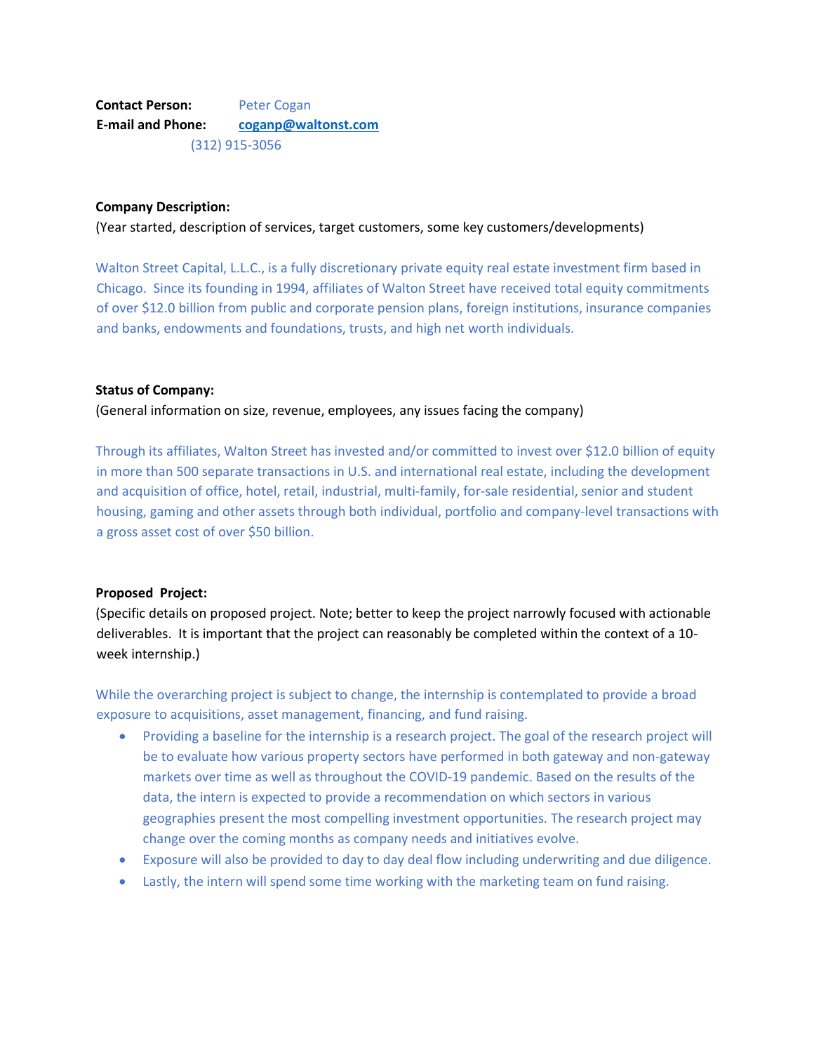**Contact Person:** Peter Cogan
**E-mail and Phone:** coganp@waltonst.com
(312) 915-3056

**Company Description:**
(Year started, description of services, target customers, some key customers/developments)

Walton Street Capital, L.L.C., is a fully discretionary private equity real estate investment firm based in Chicago. Since its founding in 1994, affiliates of Walton Street have received total equity commitments of over $12.0 billion from public and corporate pension plans, foreign institutions, insurance companies and banks, endowments and foundations, trusts, and high net worth individuals.

**Status of Company:**
(General information on size, revenue, employees, any issues facing the company)

Through its affiliates, Walton Street has invested and/or committed to invest over $12.0 billion of equity in more than 500 separate transactions in U.S. and international real estate, including the development and acquisition of office, hotel, retail, industrial, multi-family, for-sale residential, senior and student housing, gaming and other assets through both individual, portfolio and company-level transactions with a gross asset cost of over $50 billion.

**Proposed Project:**
(Specific details on proposed project. Note; better to keep the project narrowly focused with actionable deliverables. It is important that the project can reasonably be completed within the context of a 10-week internship.)

While the overarching project is subject to change, the internship is contemplated to provide a broad exposure to acquisitions, asset management, financing, and fund raising.

- Providing a baseline for the internship is a research project. The goal of the research project will be to evaluate how various property sectors have performed in both gateway and non-gateway markets over time as well as throughout the COVID-19 pandemic. Based on the results of the data, the intern is expected to provide a recommendation on which sectors in various geographies present the most compelling investment opportunities. The research project may change over the coming months as company needs and initiatives evolve.
- Exposure will also be provided to day to day deal flow including underwriting and due diligence.
- Lastly, the intern will spend some time working with the marketing team on fund raising.